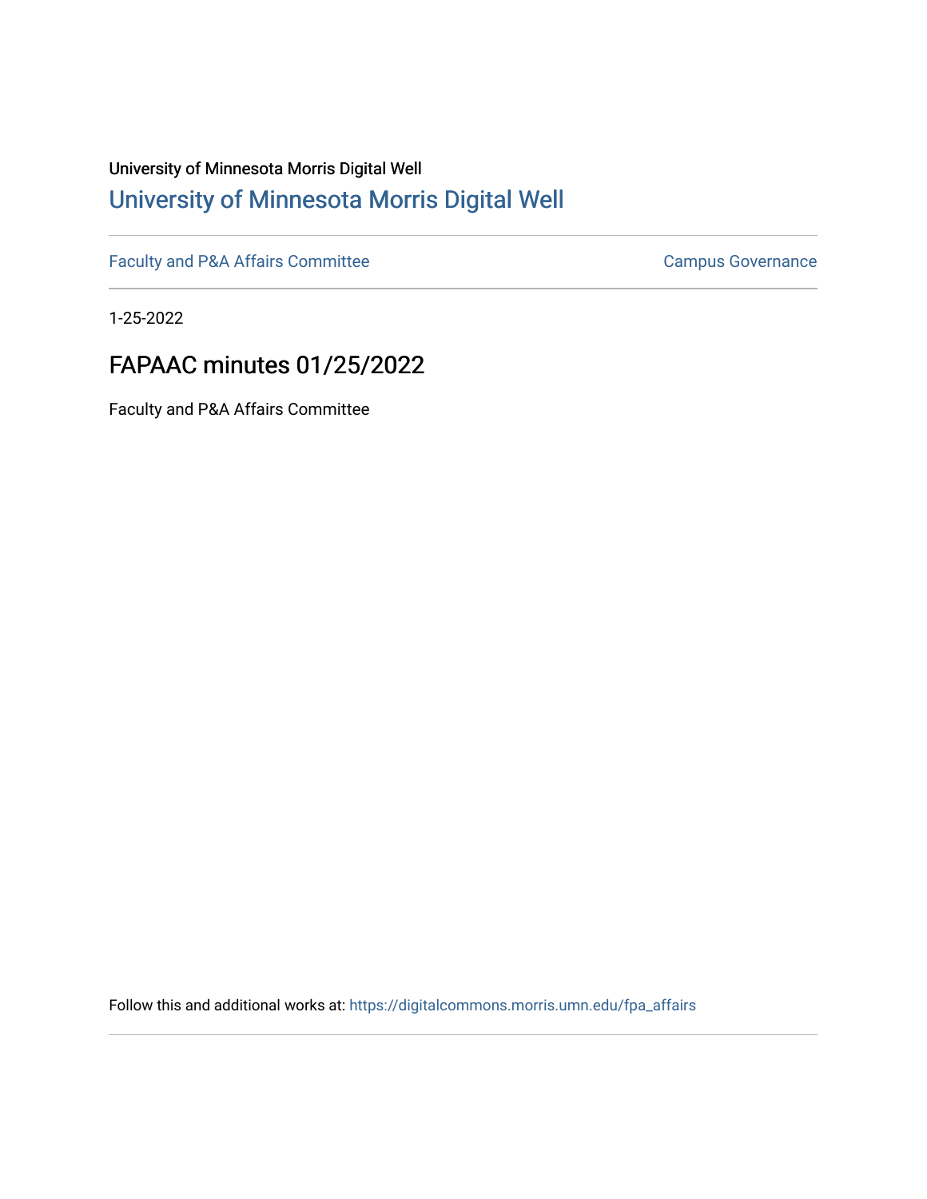University of Minnesota Morris Digital Well

# University of Minnesota Morris Digital Well

Faculty and P&A Affairs Committee

Campus Governance

1-25-2022

## FAPAAC minutes 01/25/2022

Faculty and P&A Affairs Committee

Follow this and additional works at: https://digitalcommons.morris.umn.edu/fpa_affairs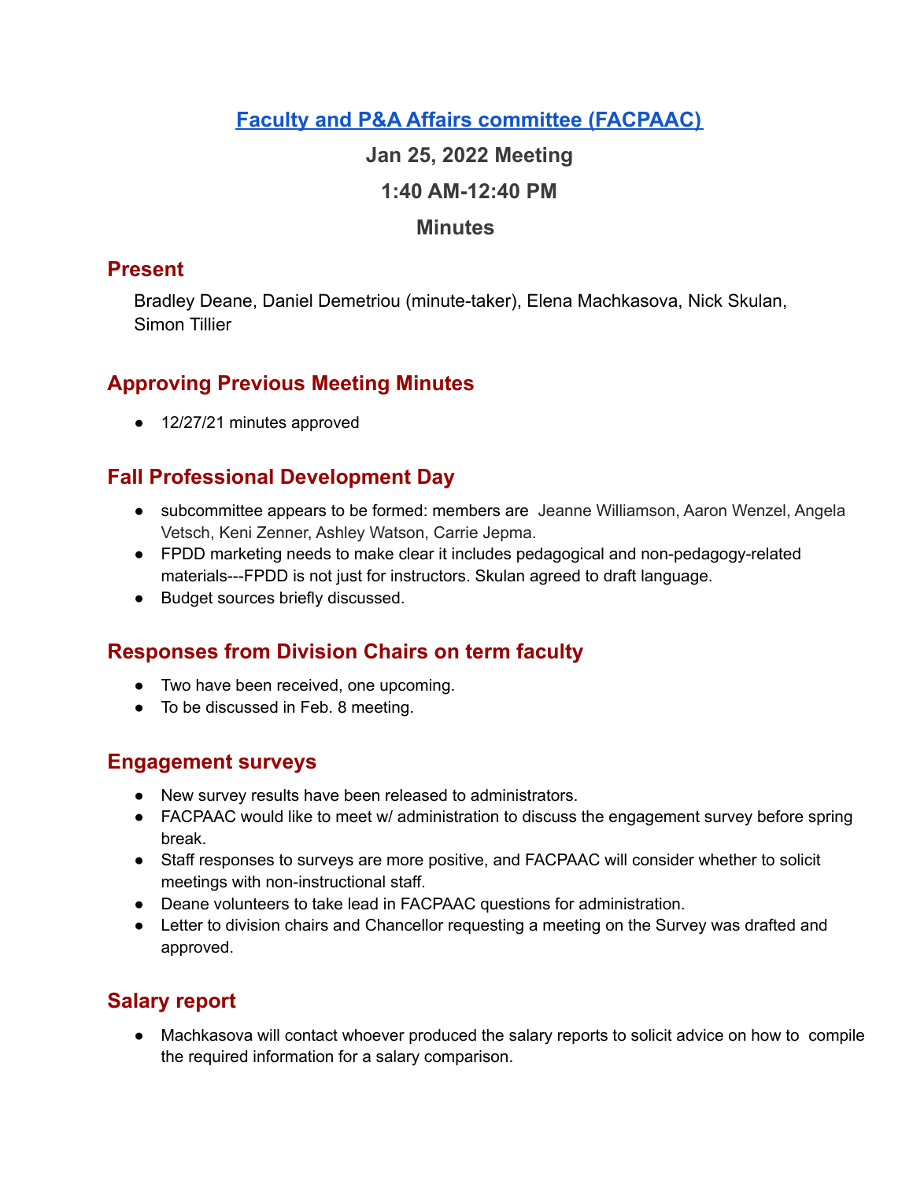# [Faculty and P&A Affairs committee (FACPAAC)](#)

**Jan 25, 2022 Meeting**

**1:40 AM-12:40 PM**

**Minutes**

## Present

Bradley Deane, Daniel Demetriou (minute-taker), Elena Machkasova, Nick Skulan, Simon Tillier

## Approving Previous Meeting Minutes

- 12/27/21 minutes approved

## Fall Professional Development Day

- subcommittee appears to be formed: members are Jeanne Williamson, Aaron Wenzel, Angela Vetsch, Keni Zenner, Ashley Watson, Carrie Jepma.
- FPDD marketing needs to make clear it includes pedagogical and non-pedagogy-related materials---FPDD is not just for instructors. Skulan agreed to draft language.
- Budget sources briefly discussed.

## Responses from Division Chairs on term faculty

- Two have been received, one upcoming.
- To be discussed in Feb. 8 meeting.

## Engagement surveys

- New survey results have been released to administrators.
- FACPAAC would like to meet w/ administration to discuss the engagement survey before spring break.
- Staff responses to surveys are more positive, and FACPAAC will consider whether to solicit meetings with non-instructional staff.
- Deane volunteers to take lead in FACPAAC questions for administration.
- Letter to division chairs and Chancellor requesting a meeting on the Survey was drafted and approved.

## Salary report

- Machkasova will contact whoever produced the salary reports to solicit advice on how to compile the required information for a salary comparison.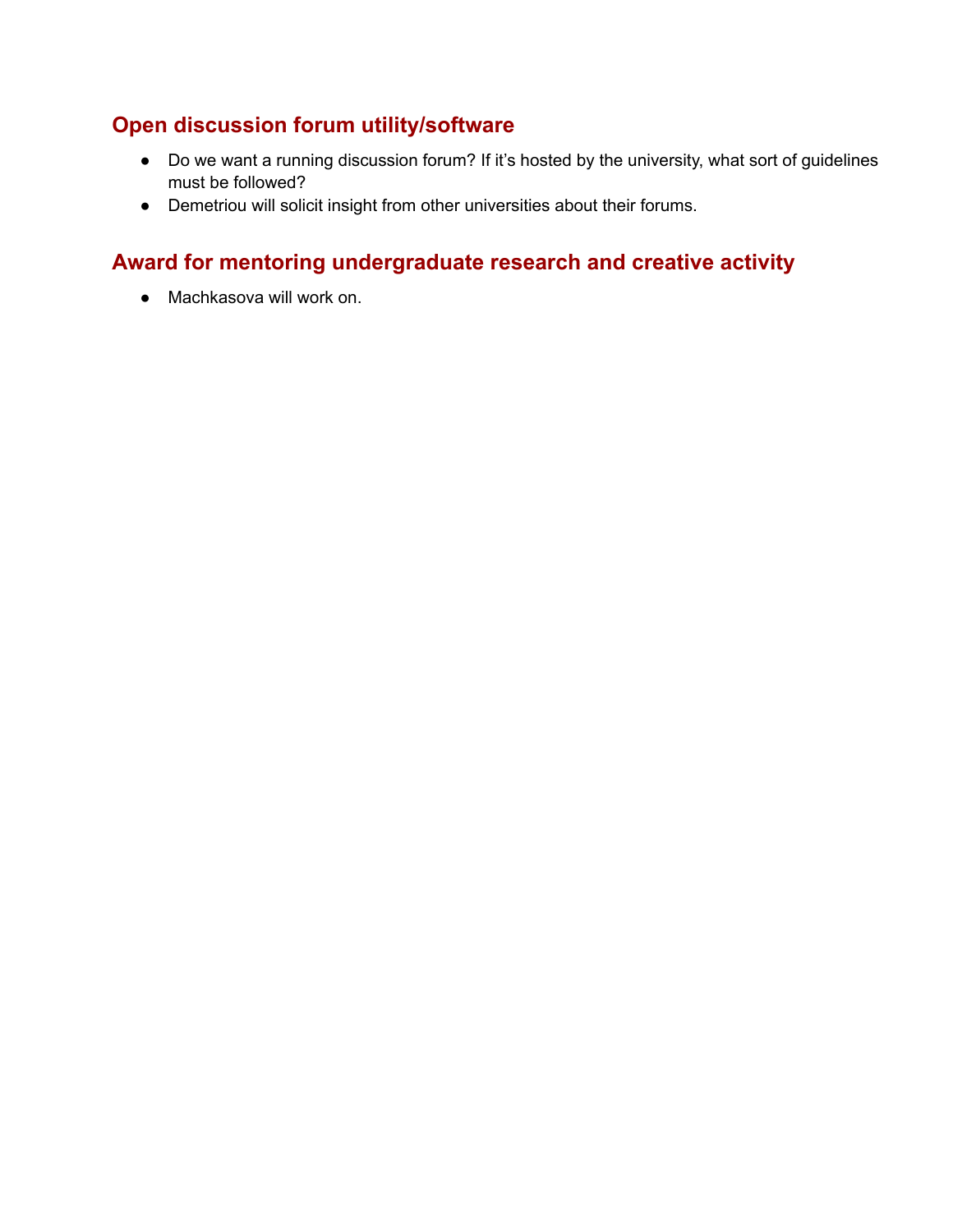## Open discussion forum utility/software

- Do we want a running discussion forum? If it's hosted by the university, what sort of guidelines must be followed?
- Demetriou will solicit insight from other universities about their forums.

## Award for mentoring undergraduate research and creative activity

- Machkasova will work on.